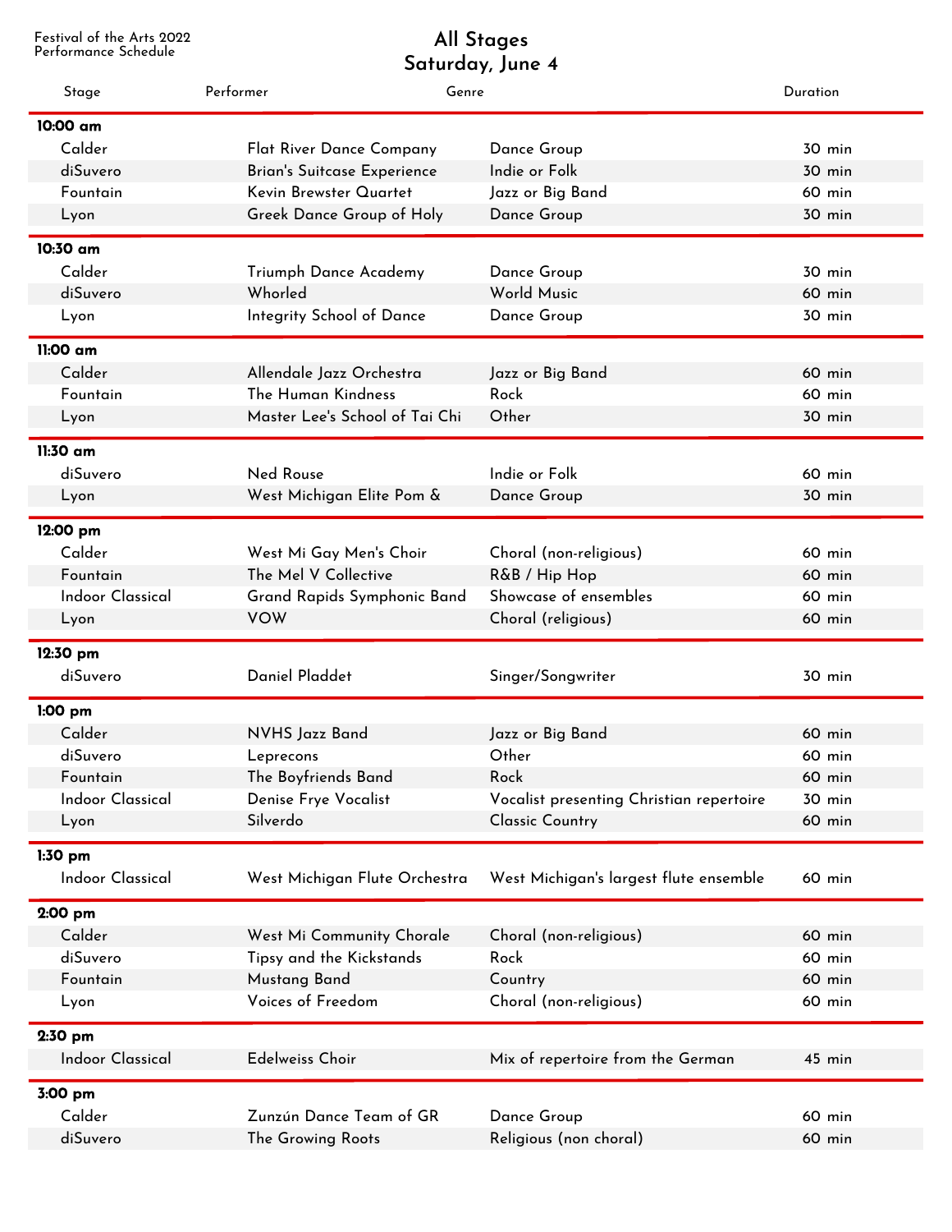Festival of the Arts 2022
Performance Schedule

# All Stages
## Saturday, June 4

| Stage | Performer | Genre | Duration |
|---|---|---|---|
| **10:00 am** | | | |
| Calder | Flat River Dance Company | Dance Group | 30 min |
| diSuvero | Brian's Suitcase Experience | Indie or Folk | 30 min |
| Fountain | Kevin Brewster Quartet | Jazz or Big Band | 60 min |
| Lyon | Greek Dance Group of Holy | Dance Group | 30 min |
| **10:30 am** | | | |
| Calder | Triumph Dance Academy | Dance Group | 30 min |
| diSuvero | Whorled | World Music | 60 min |
| Lyon | Integrity School of Dance | Dance Group | 30 min |
| **11:00 am** | | | |
| Calder | Allendale Jazz Orchestra | Jazz or Big Band | 60 min |
| Fountain | The Human Kindness | Rock | 60 min |
| Lyon | Master Lee's School of Tai Chi | Other | 30 min |
| **11:30 am** | | | |
| diSuvero | Ned Rouse | Indie or Folk | 60 min |
| Lyon | West Michigan Elite Pom & | Dance Group | 30 min |
| **12:00 pm** | | | |
| Calder | West Mi Gay Men's Choir | Choral (non-religious) | 60 min |
| Fountain | The Mel V Collective | R&B / Hip Hop | 60 min |
| Indoor Classical | Grand Rapids Symphonic Band | Showcase of ensembles | 60 min |
| Lyon | VOW | Choral (religious) | 60 min |
| **12:30 pm** | | | |
| diSuvero | Daniel Pladdet | Singer/Songwriter | 30 min |
| **1:00 pm** | | | |
| Calder | NVHS Jazz Band | Jazz or Big Band | 60 min |
| diSuvero | Leprecons | Other | 60 min |
| Fountain | The Boyfriends Band | Rock | 60 min |
| Indoor Classical | Denise Frye Vocalist | Vocalist presenting Christian repertoire | 30 min |
| Lyon | Silverdo | Classic Country | 60 min |
| **1:30 pm** | | | |
| Indoor Classical | West Michigan Flute Orchestra | West Michigan's largest flute ensemble | 60 min |
| **2:00 pm** | | | |
| Calder | West Mi Community Chorale | Choral (non-religious) | 60 min |
| diSuvero | Tipsy and the Kickstands | Rock | 60 min |
| Fountain | Mustang Band | Country | 60 min |
| Lyon | Voices of Freedom | Choral (non-religious) | 60 min |
| **2:30 pm** | | | |
| Indoor Classical | Edelweiss Choir | Mix of repertoire from the German | 45 min |
| **3:00 pm** | | | |
| Calder | Zunzún Dance Team of GR | Dance Group | 60 min |
| diSuvero | The Growing Roots | Religious (non choral) | 60 min |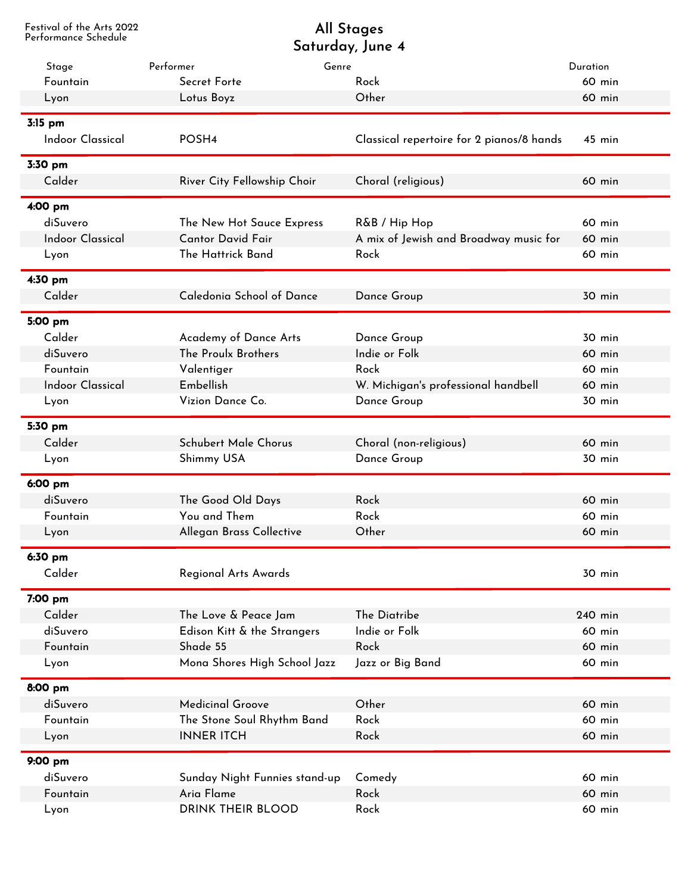Festival of the Arts 2022
Performance Schedule

# All Stages
## Saturday, June 4

| Stage | Performer | Genre | Duration |
|---|---|---|---|
| Fountain | Secret Forte | Rock | 60 min |
| Lyon | Lotus Boyz | Other | 60 min |
| **3:15 pm** | | | |
| Indoor Classical | POSH4 | Classical repertoire for 2 pianos/8 hands | 45 min |
| **3:30 pm** | | | |
| Calder | River City Fellowship Choir | Choral (religious) | 60 min |
| **4:00 pm** | | | |
| diSuvero | The New Hot Sauce Express | R&B / Hip Hop | 60 min |
| Indoor Classical | Cantor David Fair | A mix of Jewish and Broadway music for | 60 min |
| Lyon | The Hattrick Band | Rock | 60 min |
| **4:30 pm** | | | |
| Calder | Caledonia School of Dance | Dance Group | 30 min |
| **5:00 pm** | | | |
| Calder | Academy of Dance Arts | Dance Group | 30 min |
| diSuvero | The Proulx Brothers | Indie or Folk | 60 min |
| Fountain | Valentiger | Rock | 60 min |
| Indoor Classical | Embellish | W. Michigan's professional handbell | 60 min |
| Lyon | Vizion Dance Co. | Dance Group | 30 min |
| **5:30 pm** | | | |
| Calder | Schubert Male Chorus | Choral (non-religious) | 60 min |
| Lyon | Shimmy USA | Dance Group | 30 min |
| **6:00 pm** | | | |
| diSuvero | The Good Old Days | Rock | 60 min |
| Fountain | You and Them | Rock | 60 min |
| Lyon | Allegan Brass Collective | Other | 60 min |
| **6:30 pm** | | | |
| Calder | Regional Arts Awards | | 30 min |
| **7:00 pm** | | | |
| Calder | The Love & Peace Jam | The Diatribe | 240 min |
| diSuvero | Edison Kitt & the Strangers | Indie or Folk | 60 min |
| Fountain | Shade 55 | Rock | 60 min |
| Lyon | Mona Shores High School Jazz | Jazz or Big Band | 60 min |
| **8:00 pm** | | | |
| diSuvero | Medicinal Groove | Other | 60 min |
| Fountain | The Stone Soul Rhythm Band | Rock | 60 min |
| Lyon | INNER ITCH | Rock | 60 min |
| **9:00 pm** | | | |
| diSuvero | Sunday Night Funnies stand-up | Comedy | 60 min |
| Fountain | Aria Flame | Rock | 60 min |
| Lyon | DRINK THEIR BLOOD | Rock | 60 min |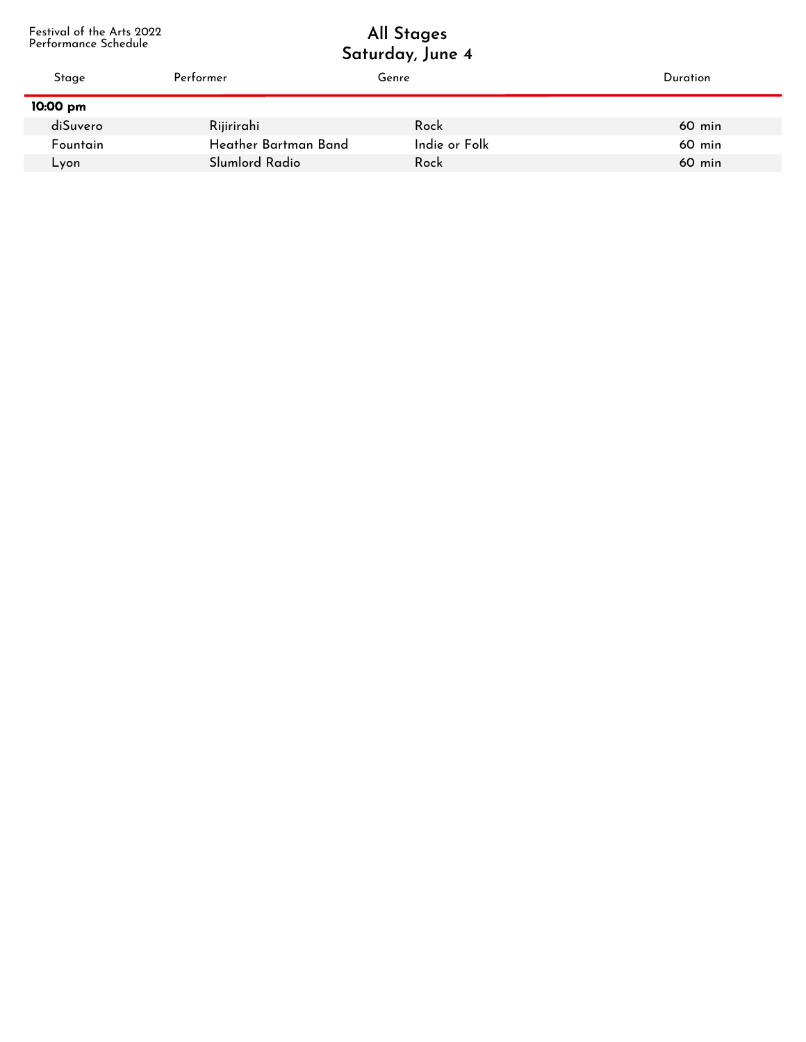# All Stages
## Saturday, June 4

| Stage | Performer | Genre | Duration |
|---|---|---|---|
| **10:00 pm** | | | |
| diSuvero | Rijirirahi | Rock | 60 min |
| Fountain | Heather Bartman Band | Indie or Folk | 60 min |
| Lyon | Slumlord Radio | Rock | 60 min |